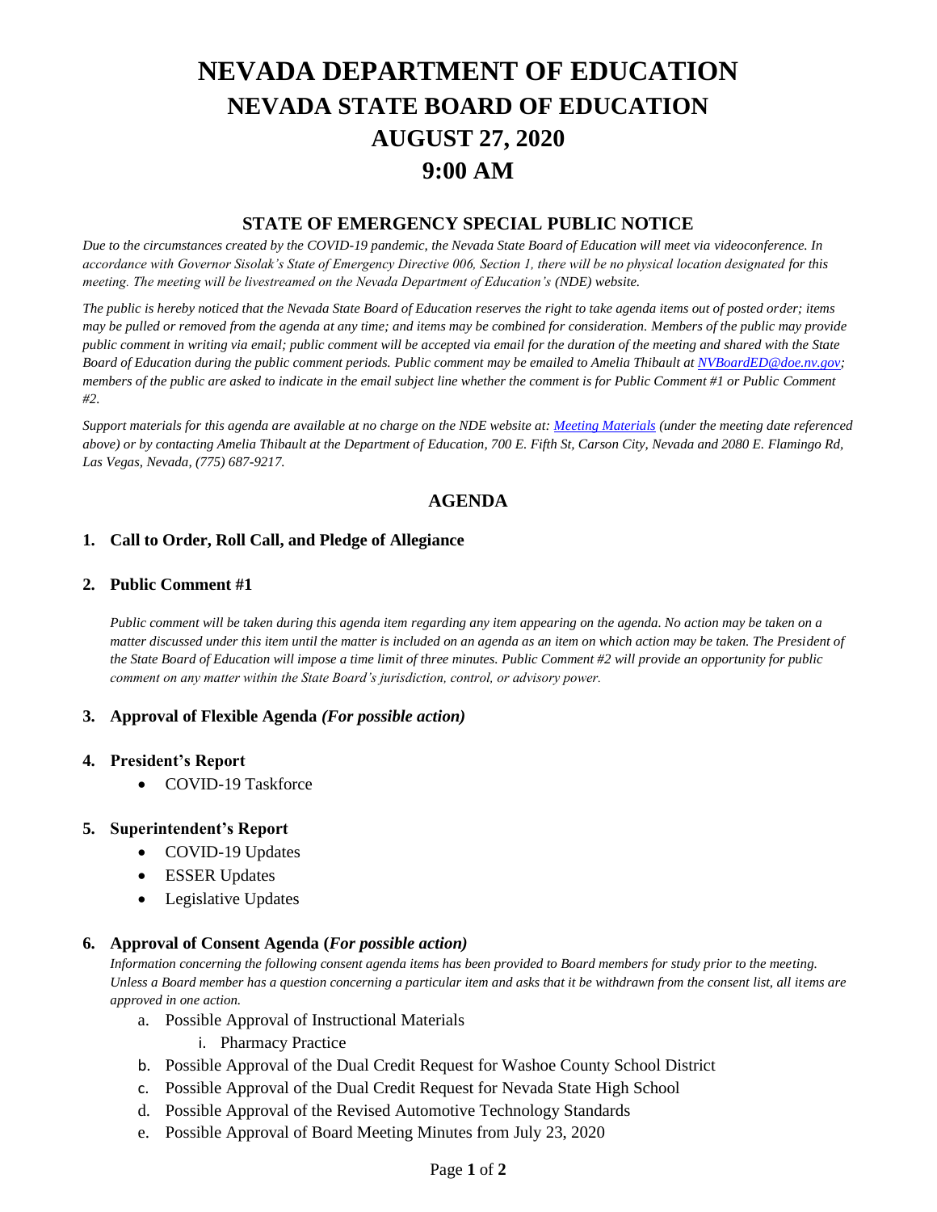# NEVADA DEPARTMENT OF EDUCATION
# NEVADA STATE BOARD OF EDUCATION
# AUGUST 27, 2020
# 9:00 AM

## STATE OF EMERGENCY SPECIAL PUBLIC NOTICE

*Due to the circumstances created by the COVID-19 pandemic, the Nevada State Board of Education will meet via videoconference. In accordance with Governor Sisolak's State of Emergency Directive 006, Section 1, there will be no physical location designated for this meeting. The meeting will be livestreamed on the Nevada Department of Education's (NDE) website.*

*The public is hereby noticed that the Nevada State Board of Education reserves the right to take agenda items out of posted order; items may be pulled or removed from the agenda at any time; and items may be combined for consideration. Members of the public may provide public comment in writing via email; public comment will be accepted via email for the duration of the meeting and shared with the State Board of Education during the public comment periods. Public comment may be emailed to Amelia Thibault at NVBoardED@doe.nv.gov; members of the public are asked to indicate in the email subject line whether the comment is for Public Comment #1 or Public Comment #2.*

*Support materials for this agenda are available at no charge on the NDE website at: Meeting Materials (under the meeting date referenced above) or by contacting Amelia Thibault at the Department of Education, 700 E. Fifth St, Carson City, Nevada and 2080 E. Flamingo Rd, Las Vegas, Nevada, (775) 687-9217.*

## AGENDA

**1. Call to Order, Roll Call, and Pledge of Allegiance**

**2. Public Comment #1**

*Public comment will be taken during this agenda item regarding any item appearing on the agenda. No action may be taken on a matter discussed under this item until the matter is included on an agenda as an item on which action may be taken. The President of the State Board of Education will impose a time limit of three minutes. Public Comment #2 will provide an opportunity for public comment on any matter within the State Board's jurisdiction, control, or advisory power.*

**3. Approval of Flexible Agenda *(For possible action)***

**4. President's Report**

- COVID-19 Taskforce

**5. Superintendent's Report**

- COVID-19 Updates
- ESSER Updates
- Legislative Updates

**6. Approval of Consent Agenda (*For possible action)***

*Information concerning the following consent agenda items has been provided to Board members for study prior to the meeting. Unless a Board member has a question concerning a particular item and asks that it be withdrawn from the consent list, all items are approved in one action.*

a. Possible Approval of Instructional Materials
   i. Pharmacy Practice
b. Possible Approval of the Dual Credit Request for Washoe County School District
c. Possible Approval of the Dual Credit Request for Nevada State High School
d. Possible Approval of the Revised Automotive Technology Standards
e. Possible Approval of Board Meeting Minutes from July 23, 2020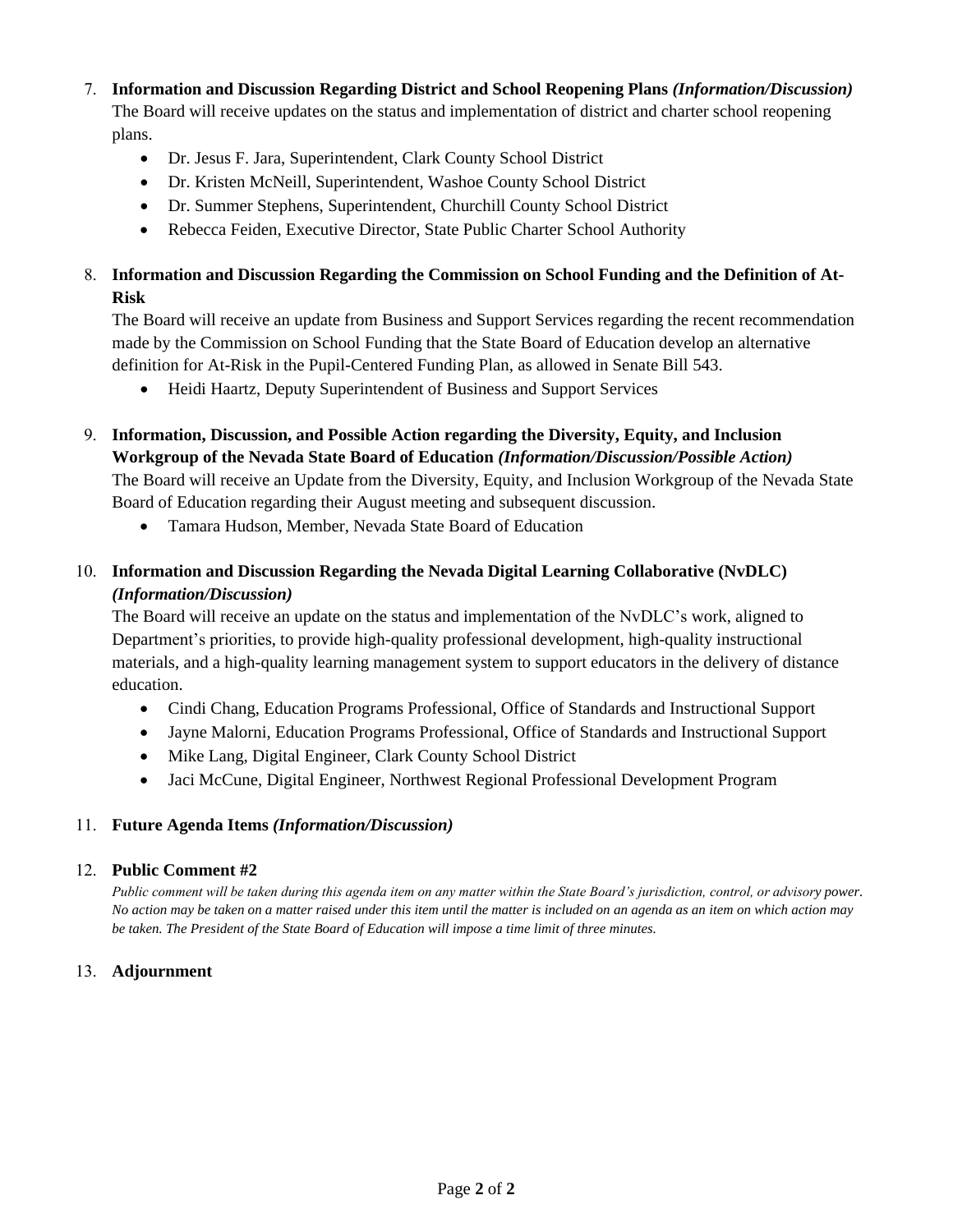7. **Information and Discussion Regarding District and School Reopening Plans** ***(Information/Discussion)***
   The Board will receive updates on the status and implementation of district and charter school reopening plans.
   - Dr. Jesus F. Jara, Superintendent, Clark County School District
   - Dr. Kristen McNeill, Superintendent, Washoe County School District
   - Dr. Summer Stephens, Superintendent, Churchill County School District
   - Rebecca Feiden, Executive Director, State Public Charter School Authority

8. **Information and Discussion Regarding the Commission on School Funding and the Definition of At-Risk**
   The Board will receive an update from Business and Support Services regarding the recent recommendation made by the Commission on School Funding that the State Board of Education develop an alternative definition for At-Risk in the Pupil-Centered Funding Plan, as allowed in Senate Bill 543.
   - Heidi Haartz, Deputy Superintendent of Business and Support Services

9. **Information, Discussion, and Possible Action regarding the Diversity, Equity, and Inclusion Workgroup of the Nevada State Board of Education** ***(Information/Discussion/Possible Action)***
   The Board will receive an Update from the Diversity, Equity, and Inclusion Workgroup of the Nevada State Board of Education regarding their August meeting and subsequent discussion.
   - Tamara Hudson, Member, Nevada State Board of Education

10. **Information and Discussion Regarding the Nevada Digital Learning Collaborative (NvDLC)** ***(Information/Discussion)***
    The Board will receive an update on the status and implementation of the NvDLC's work, aligned to Department's priorities, to provide high-quality professional development, high-quality instructional materials, and a high-quality learning management system to support educators in the delivery of distance education.
    - Cindi Chang, Education Programs Professional, Office of Standards and Instructional Support
    - Jayne Malorni, Education Programs Professional, Office of Standards and Instructional Support
    - Mike Lang, Digital Engineer, Clark County School District
    - Jaci McCune, Digital Engineer, Northwest Regional Professional Development Program

11. **Future Agenda Items** ***(Information/Discussion)***

12. **Public Comment #2**
    *Public comment will be taken during this agenda item on any matter within the State Board's jurisdiction, control, or advisory power. No action may be taken on a matter raised under this item until the matter is included on an agenda as an item on which action may be taken. The President of the State Board of Education will impose a time limit of three minutes.*

13. **Adjournment**